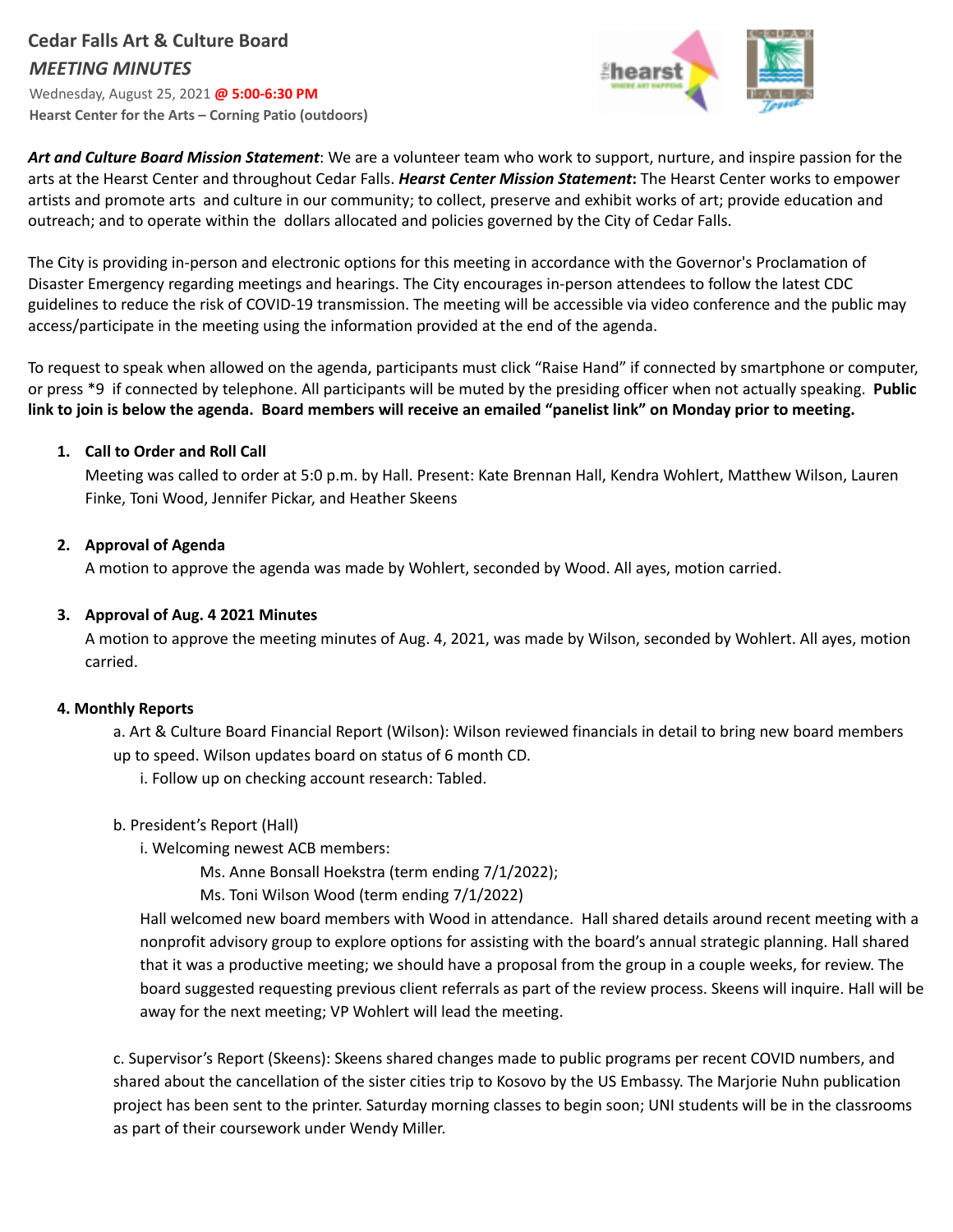# Cedar Falls Art & Culture Board

## *MEETING MINUTES*

Wednesday, August 25, 2021 **@ 5:00-6:30 PM**
**Hearst Center for the Arts – Corning Patio (outdoors)**

***Art and Culture Board Mission Statement***: We are a volunteer team who work to support, nurture, and inspire passion for the arts at the Hearst Center and throughout Cedar Falls. ***Hearst Center Mission Statement*:** The Hearst Center works to empower artists and promote arts and culture in our community; to collect, preserve and exhibit works of art; provide education and outreach; and to operate within the dollars allocated and policies governed by the City of Cedar Falls.

The City is providing in-person and electronic options for this meeting in accordance with the Governor's Proclamation of Disaster Emergency regarding meetings and hearings. The City encourages in-person attendees to follow the latest CDC guidelines to reduce the risk of COVID-19 transmission. The meeting will be accessible via video conference and the public may access/participate in the meeting using the information provided at the end of the agenda.

To request to speak when allowed on the agenda, participants must click "Raise Hand" if connected by smartphone or computer, or press *9 if connected by telephone. All participants will be muted by the presiding officer when not actually speaking. **Public link to join is below the agenda. Board members will receive an emailed "panelist link" on Monday prior to meeting.**

1. **Call to Order and Roll Call**
   Meeting was called to order at 5:0 p.m. by Hall. Present: Kate Brennan Hall, Kendra Wohlert, Matthew Wilson, Lauren Finke, Toni Wood, Jennifer Pickar, and Heather Skeens

2. **Approval of Agenda**
   A motion to approve the agenda was made by Wohlert, seconded by Wood. All ayes, motion carried.

3. **Approval of Aug. 4 2021 Minutes**
   A motion to approve the meeting minutes of Aug. 4, 2021, was made by Wilson, seconded by Wohlert. All ayes, motion carried.

**4. Monthly Reports**

a. Art & Culture Board Financial Report (Wilson): Wilson reviewed financials in detail to bring new board members up to speed. Wilson updates board on status of 6 month CD.

i. Follow up on checking account research: Tabled.

b. President's Report (Hall)

i. Welcoming newest ACB members:

Ms. Anne Bonsall Hoekstra (term ending 7/1/2022);
Ms. Toni Wilson Wood (term ending 7/1/2022)

Hall welcomed new board members with Wood in attendance. Hall shared details around recent meeting with a nonprofit advisory group to explore options for assisting with the board's annual strategic planning. Hall shared that it was a productive meeting; we should have a proposal from the group in a couple weeks, for review. The board suggested requesting previous client referrals as part of the review process. Skeens will inquire. Hall will be away for the next meeting; VP Wohlert will lead the meeting.

c. Supervisor's Report (Skeens): Skeens shared changes made to public programs per recent COVID numbers, and shared about the cancellation of the sister cities trip to Kosovo by the US Embassy. The Marjorie Nuhn publication project has been sent to the printer. Saturday morning classes to begin soon; UNI students will be in the classrooms as part of their coursework under Wendy Miller.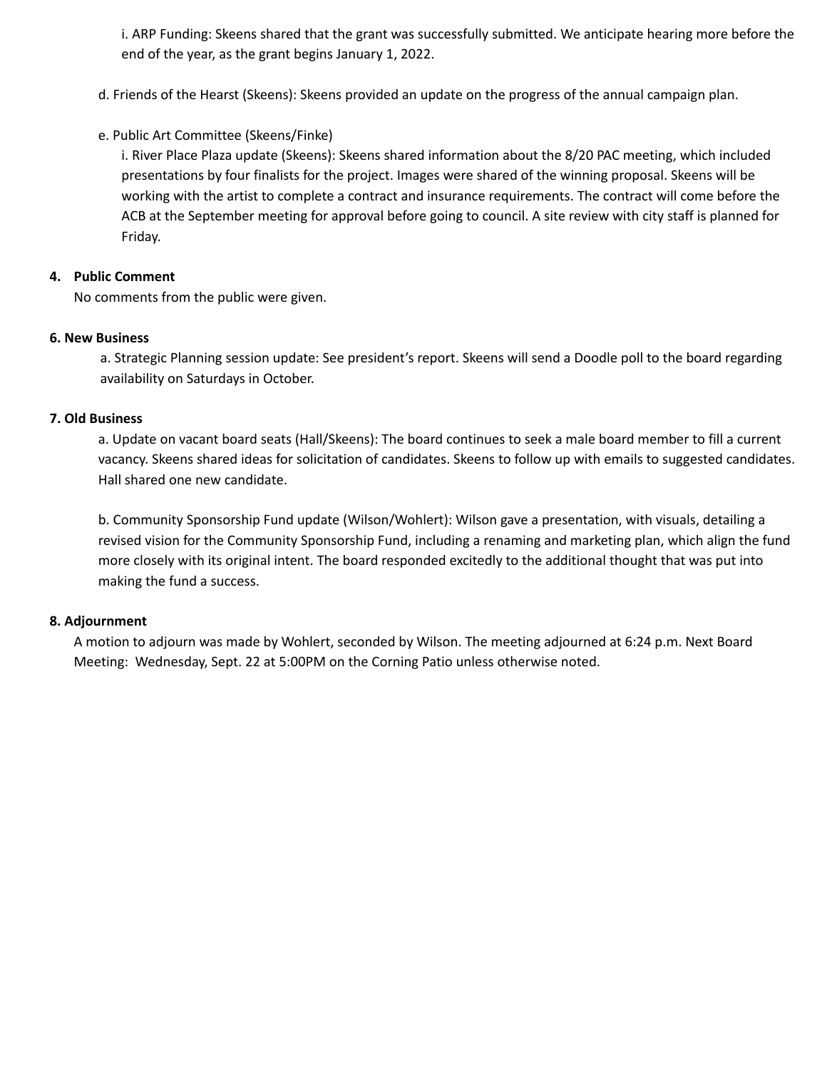i. ARP Funding: Skeens shared that the grant was successfully submitted. We anticipate hearing more before the end of the year, as the grant begins January 1, 2022.

d. Friends of the Hearst (Skeens): Skeens provided an update on the progress of the annual campaign plan.

e. Public Art Committee (Skeens/Finke)

i. River Place Plaza update (Skeens): Skeens shared information about the 8/20 PAC meeting, which included presentations by four finalists for the project. Images were shared of the winning proposal. Skeens will be working with the artist to complete a contract and insurance requirements. The contract will come before the ACB at the September meeting for approval before going to council. A site review with city staff is planned for Friday.

**4. Public Comment**

No comments from the public were given.

**6. New Business**

a. Strategic Planning session update: See president's report. Skeens will send a Doodle poll to the board regarding availability on Saturdays in October.

**7. Old Business**

a. Update on vacant board seats (Hall/Skeens): The board continues to seek a male board member to fill a current vacancy. Skeens shared ideas for solicitation of candidates. Skeens to follow up with emails to suggested candidates. Hall shared one new candidate.

b. Community Sponsorship Fund update (Wilson/Wohlert): Wilson gave a presentation, with visuals, detailing a revised vision for the Community Sponsorship Fund, including a renaming and marketing plan, which align the fund more closely with its original intent. The board responded excitedly to the additional thought that was put into making the fund a success.

**8. Adjournment**

A motion to adjourn was made by Wohlert, seconded by Wilson. The meeting adjourned at 6:24 p.m. Next Board Meeting: Wednesday, Sept. 22 at 5:00PM on the Corning Patio unless otherwise noted.